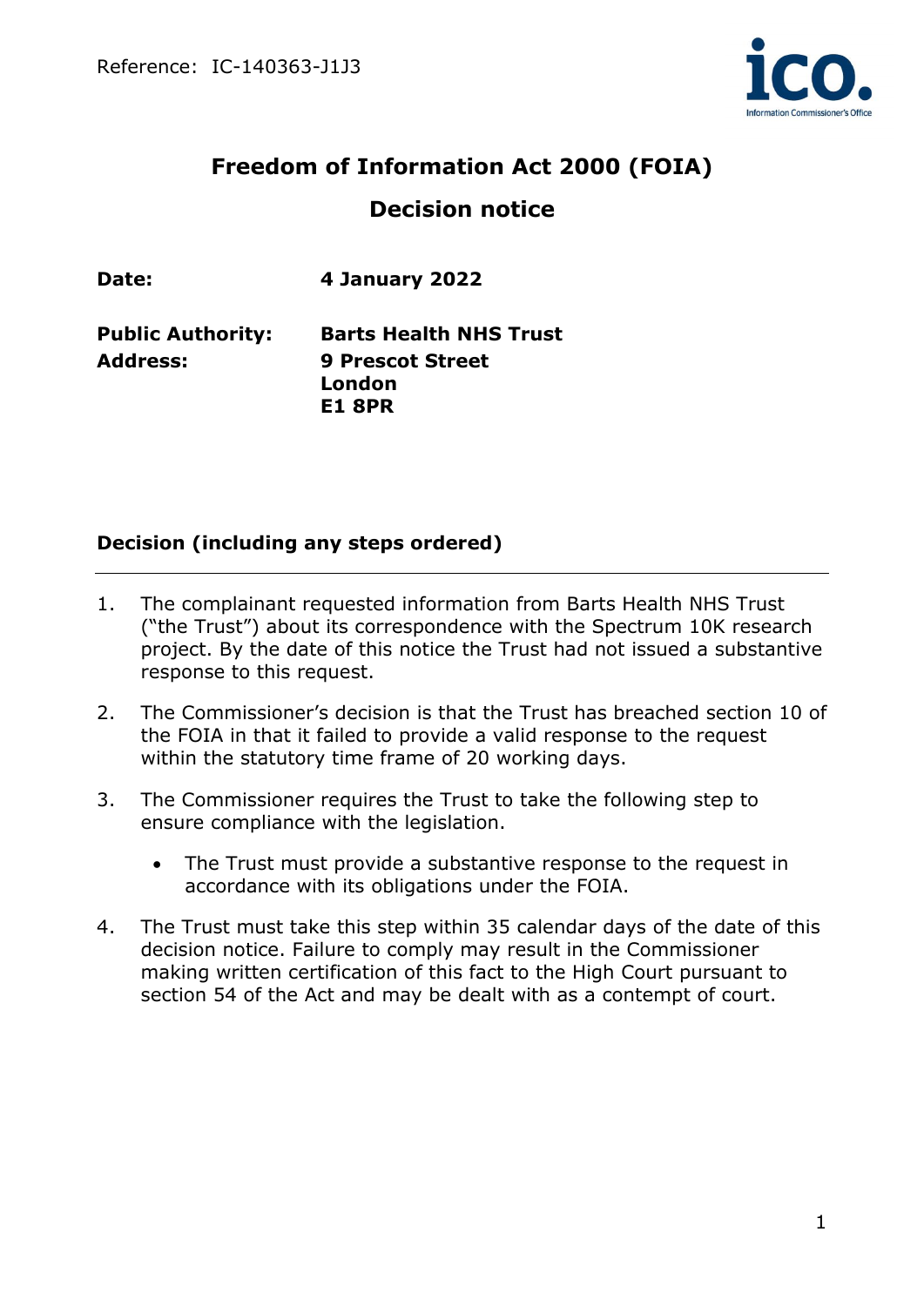Reference: IC-140363-J1J3

# Freedom of Information Act 2000 (FOIA)

# Decision notice

| | |
|---|---|
| **Date:** | **4 January 2022** |
| **Public Authority:** | **Barts Health NHS Trust** |
| **Address:** | **9 Prescot Street London E1 8PR** |

## Decision (including any steps ordered)

1. The complainant requested information from Barts Health NHS Trust ("the Trust") about its correspondence with the Spectrum 10K research project. By the date of this notice the Trust had not issued a substantive response to this request.

2. The Commissioner's decision is that the Trust has breached section 10 of the FOIA in that it failed to provide a valid response to the request within the statutory time frame of 20 working days.

3. The Commissioner requires the Trust to take the following step to ensure compliance with the legislation.

    - The Trust must provide a substantive response to the request in accordance with its obligations under the FOIA.

4. The Trust must take this step within 35 calendar days of the date of this decision notice. Failure to comply may result in the Commissioner making written certification of this fact to the High Court pursuant to section 54 of the Act and may be dealt with as a contempt of court.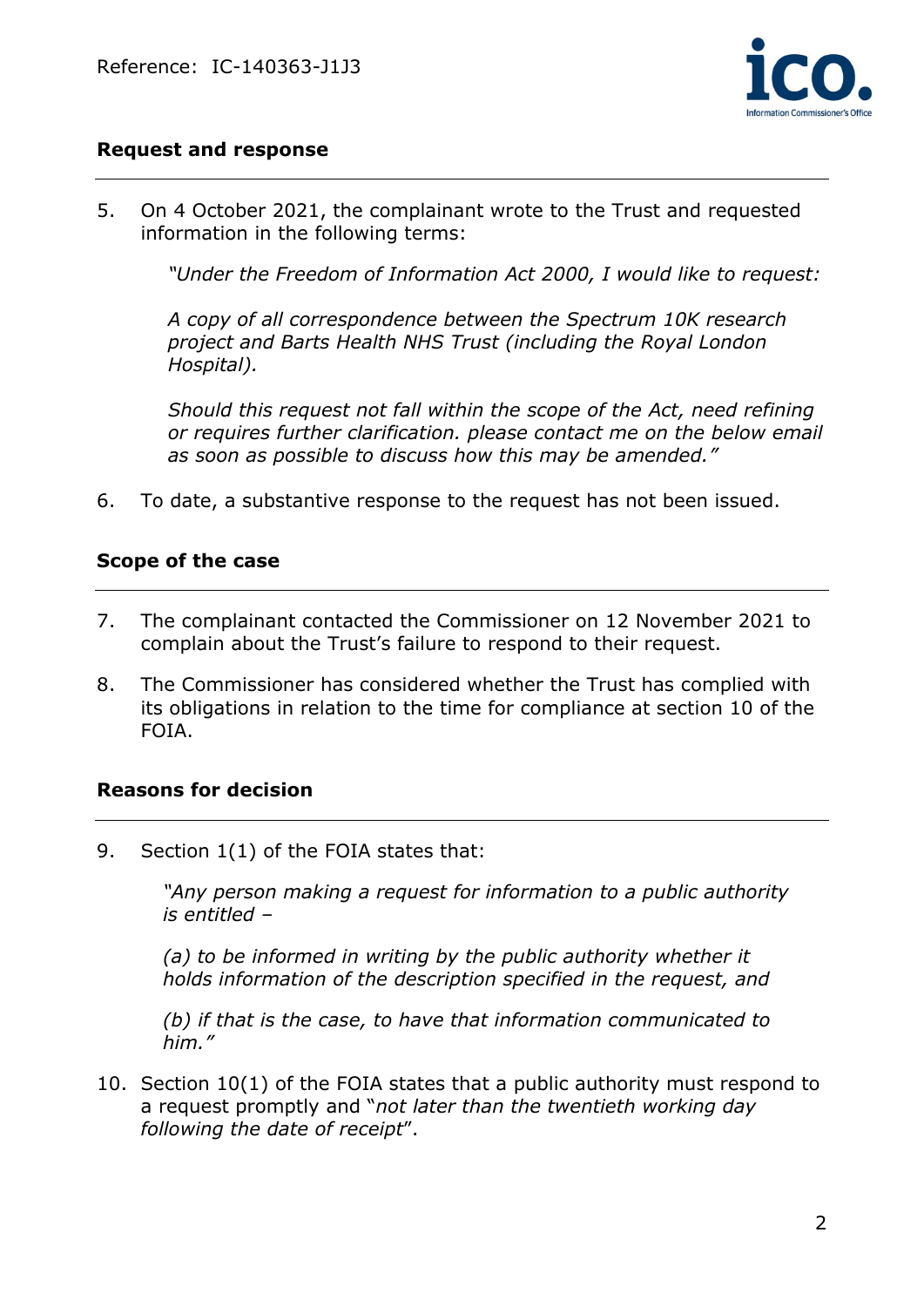## Request and response

5. On 4 October 2021, the complainant wrote to the Trust and requested information in the following terms:

   *"Under the Freedom of Information Act 2000, I would like to request:*

   *A copy of all correspondence between the Spectrum 10K research project and Barts Health NHS Trust (including the Royal London Hospital).*

   *Should this request not fall within the scope of the Act, need refining or requires further clarification. please contact me on the below email as soon as possible to discuss how this may be amended."*

6. To date, a substantive response to the request has not been issued.

## Scope of the case

7. The complainant contacted the Commissioner on 12 November 2021 to complain about the Trust's failure to respond to their request.

8. The Commissioner has considered whether the Trust has complied with its obligations in relation to the time for compliance at section 10 of the FOIA.

## Reasons for decision

9. Section 1(1) of the FOIA states that:

   *"Any person making a request for information to a public authority is entitled –*

   *(a) to be informed in writing by the public authority whether it holds information of the description specified in the request, and*

   *(b) if that is the case, to have that information communicated to him."*

10. Section 10(1) of the FOIA states that a public authority must respond to a request promptly and "*not later than the twentieth working day following the date of receipt*".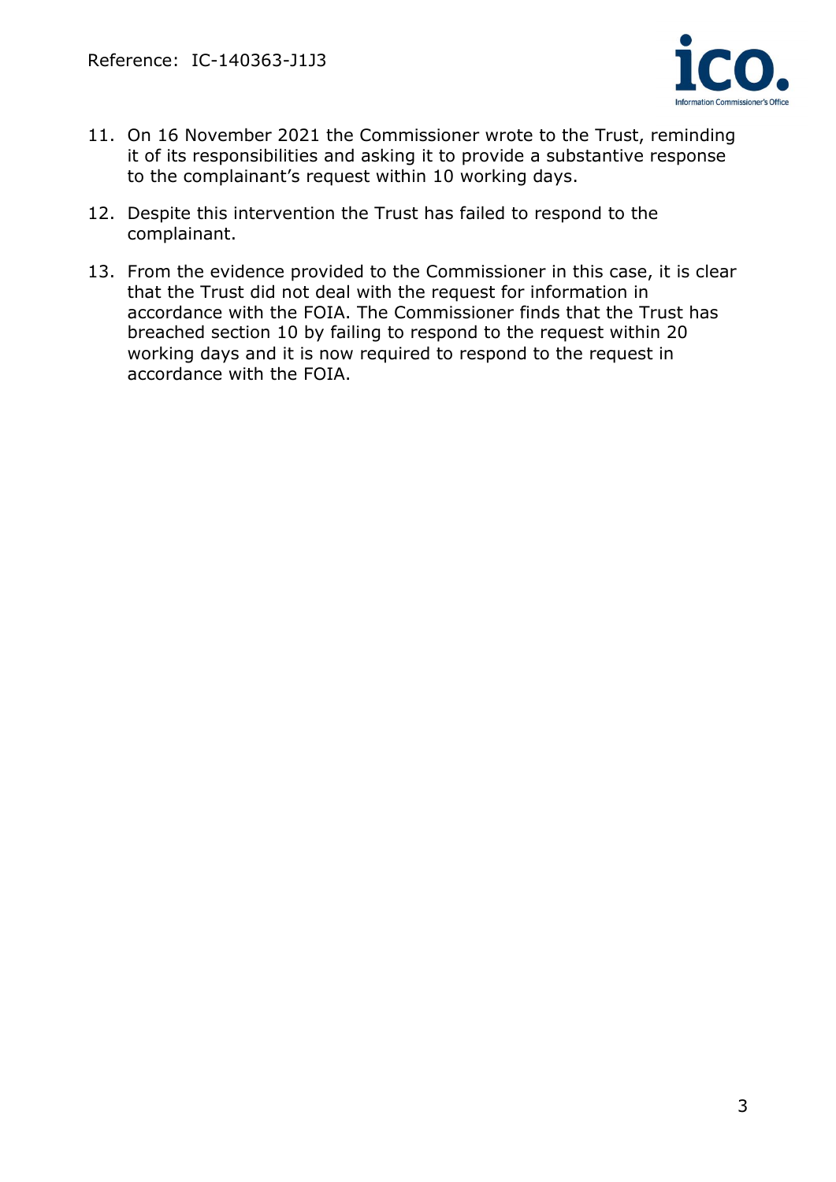11. On 16 November 2021 the Commissioner wrote to the Trust, reminding it of its responsibilities and asking it to provide a substantive response to the complainant's request within 10 working days.

12. Despite this intervention the Trust has failed to respond to the complainant.

13. From the evidence provided to the Commissioner in this case, it is clear that the Trust did not deal with the request for information in accordance with the FOIA. The Commissioner finds that the Trust has breached section 10 by failing to respond to the request within 20 working days and it is now required to respond to the request in accordance with the FOIA.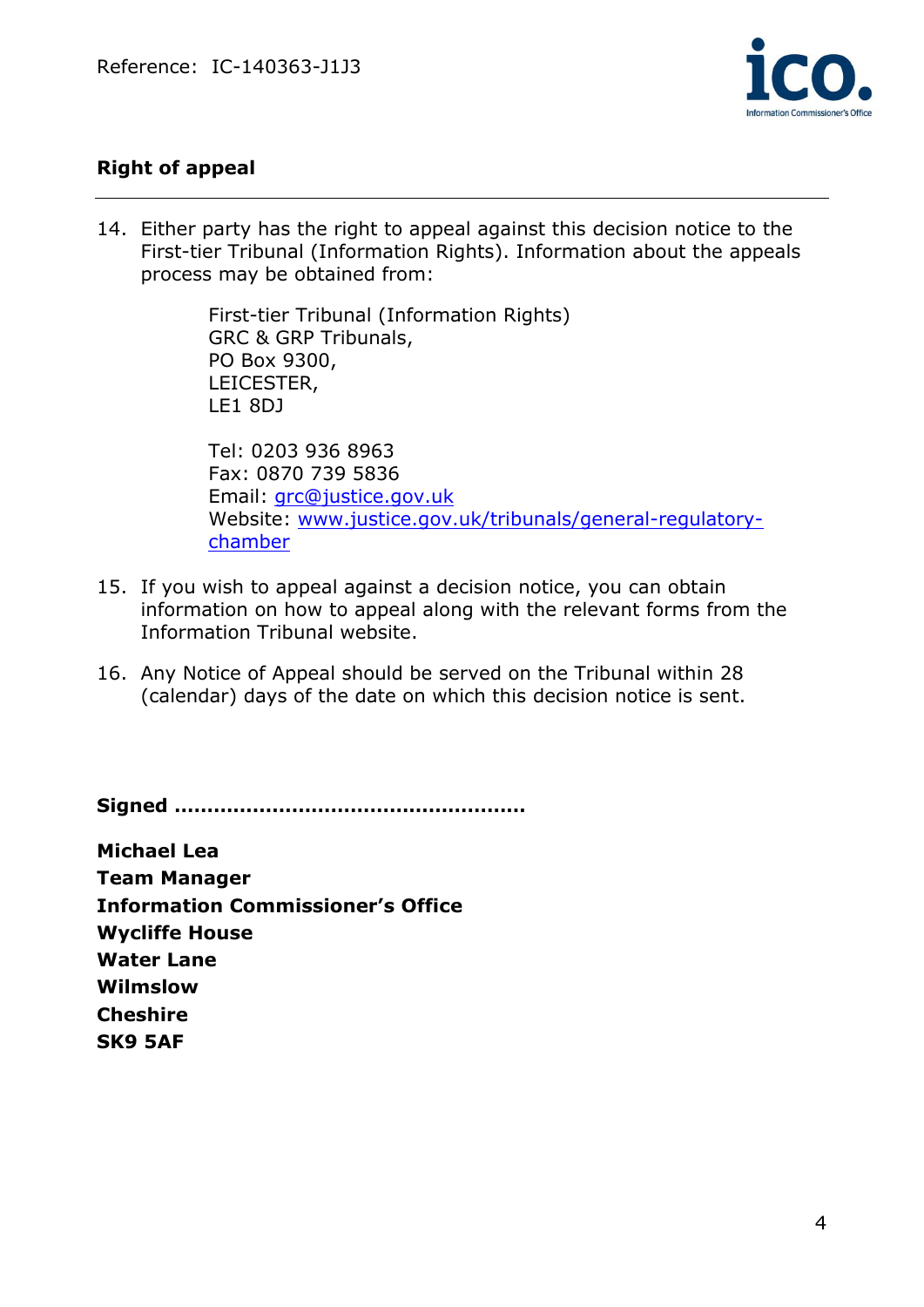## Right of appeal

14. Either party has the right to appeal against this decision notice to the First-tier Tribunal (Information Rights). Information about the appeals process may be obtained from:

    First-tier Tribunal (Information Rights)
    GRC & GRP Tribunals,
    PO Box 9300,
    LEICESTER,
    LE1 8DJ

    Tel: 0203 936 8963
    Fax: 0870 739 5836
    Email: grc@justice.gov.uk
    Website: www.justice.gov.uk/tribunals/general-regulatory-chamber

15. If you wish to appeal against a decision notice, you can obtain information on how to appeal along with the relevant forms from the Information Tribunal website.

16. Any Notice of Appeal should be served on the Tribunal within 28 (calendar) days of the date on which this decision notice is sent.

**Signed ………………………………………………**

**Michael Lea**
**Team Manager**
**Information Commissioner's Office**
**Wycliffe House**
**Water Lane**
**Wilmslow**
**Cheshire**
**SK9 5AF**